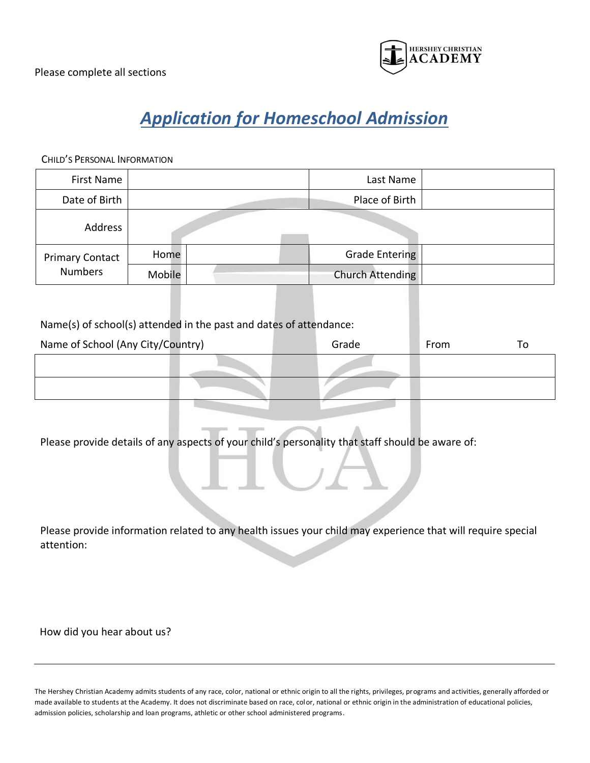Please complete all sections

HERSHEY CHRISTIAN ACADEMY

# *Application for Homeschool Admission*

CHILD'S PERSONAL INFORMATION

| | | | | |
|---|---|---|---|---|
| First Name | | | Last Name | |
| Date of Birth | | | Place of Birth | |
| Address | | | | |
| Primary Contact Numbers | Home | | Grade Entering | |
| | Mobile | | Church Attending | |

Name(s) of school(s) attended in the past and dates of attendance:

| Name of School (Any City/Country) | Grade | From | To |
|---|---|---|---|
| | | | |
| | | | |

Please provide details of any aspects of your child's personality that staff should be aware of:

Please provide information related to any health issues your child may experience that will require special attention:

How did you hear about us?

---

The Hershey Christian Academy admits students of any race, color, national or ethnic origin to all the rights, privileges, programs and activities, generally afforded or made available to students at the Academy. It does not discriminate based on race, color, national or ethnic origin in the administration of educational policies, admission policies, scholarship and loan programs, athletic or other school administered programs.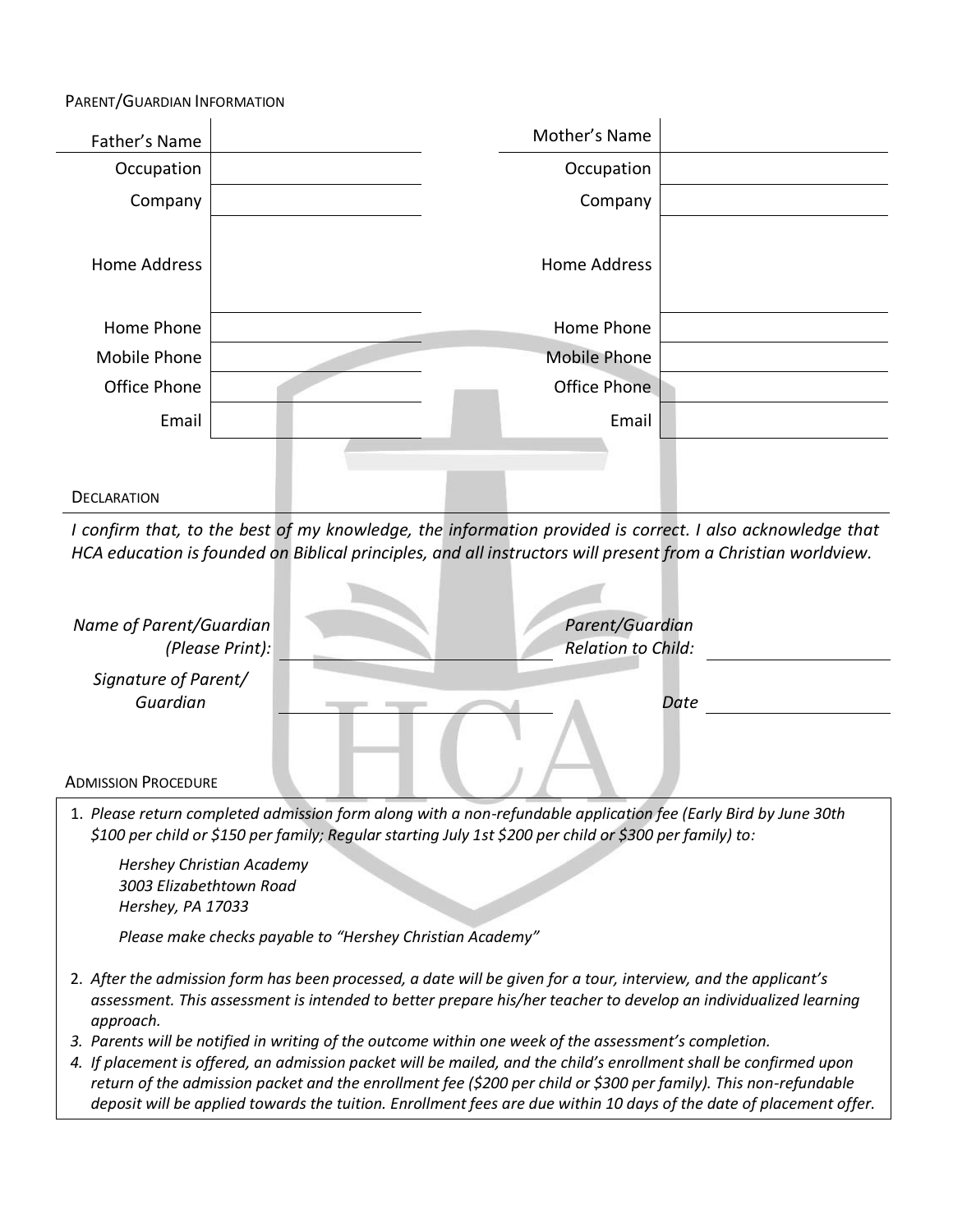## Parent/Guardian Information

| | | | |
|---|---|---|---|
| Father's Name | | Mother's Name | |
| Occupation | | Occupation | |
| Company | | Company | |
| Home Address | | Home Address | |
| Home Phone | | Home Phone | |
| Mobile Phone | | Mobile Phone | |
| Office Phone | | Office Phone | |
| Email | | Email | |

## Declaration

*I confirm that, to the best of my knowledge, the information provided is correct. I also acknowledge that HCA education is founded on Biblical principles, and all instructors will present from a Christian worldview.*

| | | | |
|---|---|---|---|
| *Name of Parent/Guardian (Please Print):* | | *Parent/Guardian Relation to Child:* | |
| *Signature of Parent/ Guardian* | | *Date* | |

## Admission Procedure

1. *Please return completed admission form along with a non-refundable application fee (Early Bird by June 30th $100 per child or $150 per family; Regular starting July 1st $200 per child or $300 per family) to:*

   *Hershey Christian Academy*
   *3003 Elizabethtown Road*
   *Hershey, PA 17033*

   *Please make checks payable to "Hershey Christian Academy"*

2. *After the admission form has been processed, a date will be given for a tour, interview, and the applicant's assessment. This assessment is intended to better prepare his/her teacher to develop an individualized learning approach.*
3. *Parents will be notified in writing of the outcome within one week of the assessment's completion.*
4. *If placement is offered, an admission packet will be mailed, and the child's enrollment shall be confirmed upon return of the admission packet and the enrollment fee ($200 per child or $300 per family). This non-refundable deposit will be applied towards the tuition. Enrollment fees are due within 10 days of the date of placement offer.*